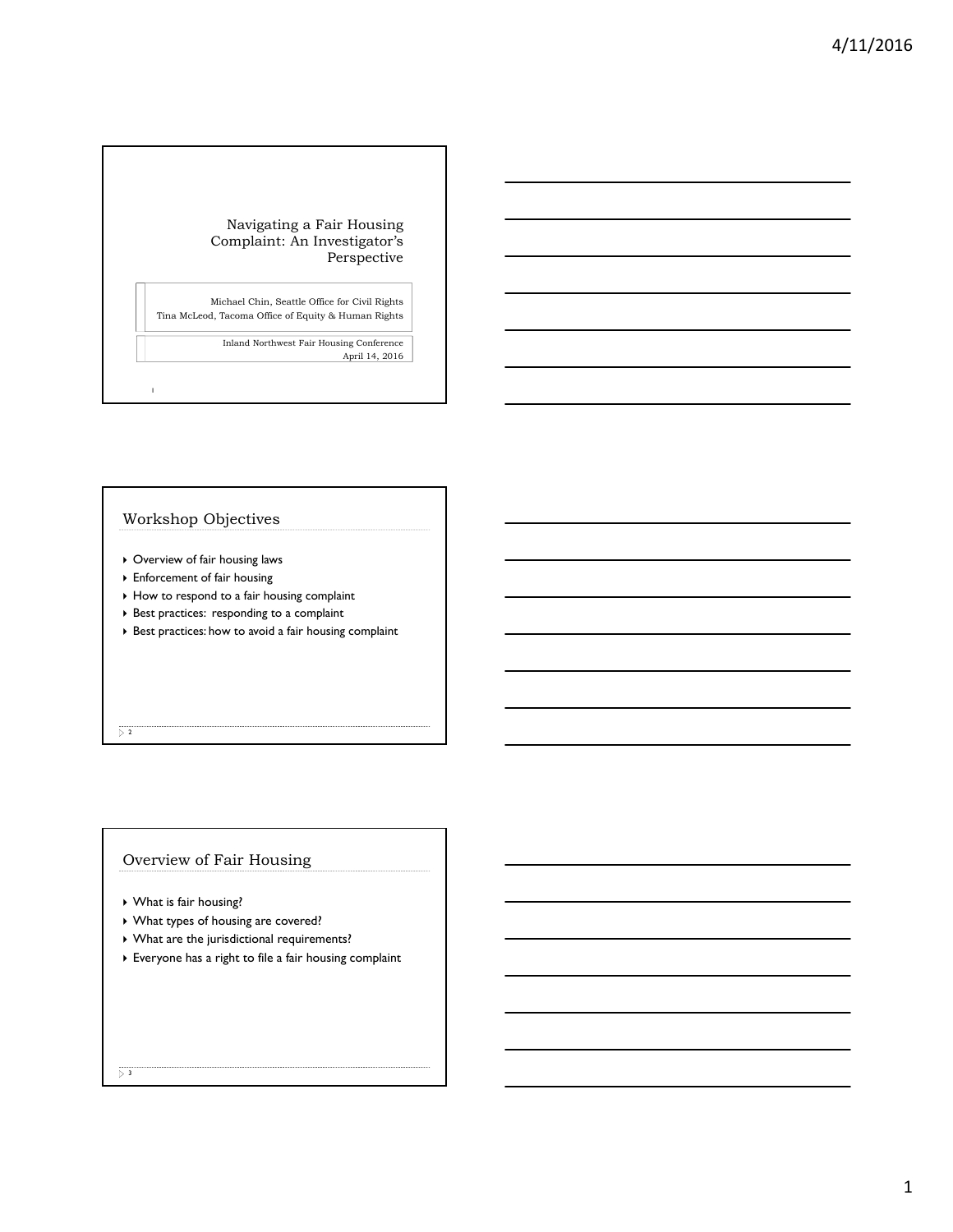# Navigating a Fair Housing Complaint: An Investigator's Perspective

Michael Chin, Seattle Office for Civil Rights
Tina McLeod, Tacoma Office of Equity & Human Rights

Inland Northwest Fair Housing Conference
April 14, 2016

## Workshop Objectives

- Overview of fair housing laws
- Enforcement of fair housing
- How to respond to a fair housing complaint
- Best practices: responding to a complaint
- Best practices: how to avoid a fair housing complaint

## Overview of Fair Housing

- What is fair housing?
- What types of housing are covered?
- What are the jurisdictional requirements?
- Everyone has a right to file a fair housing complaint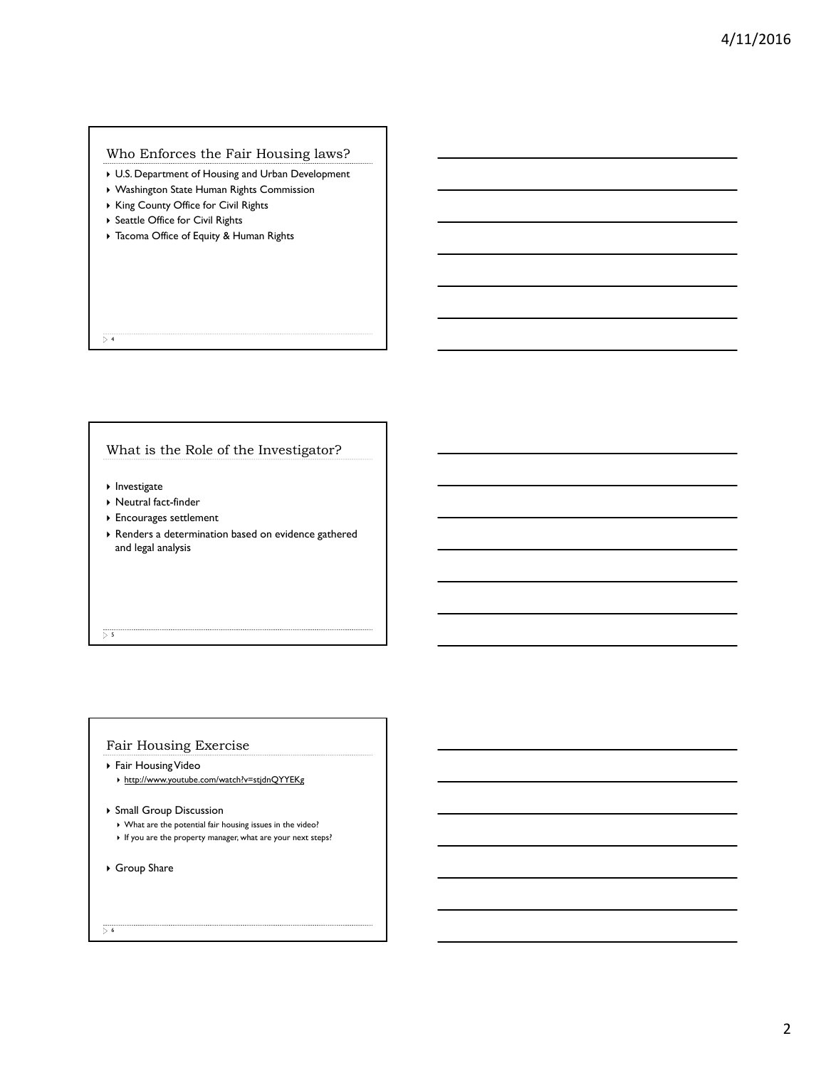## Who Enforces the Fair Housing laws?

- U.S. Department of Housing and Urban Development
- Washington State Human Rights Commission
- King County Office for Civil Rights
- Seattle Office for Civil Rights
- Tacoma Office of Equity & Human Rights

## What is the Role of the Investigator?

- Investigate
- Neutral fact-finder
- Encourages settlement
- Renders a determination based on evidence gathered and legal analysis

## Fair Housing Exercise

- Fair Housing Video
  - http://www.youtube.com/watch?v=stjdnQYYEKg
- Small Group Discussion
  - What are the potential fair housing issues in the video?
  - If you are the property manager, what are your next steps?
- Group Share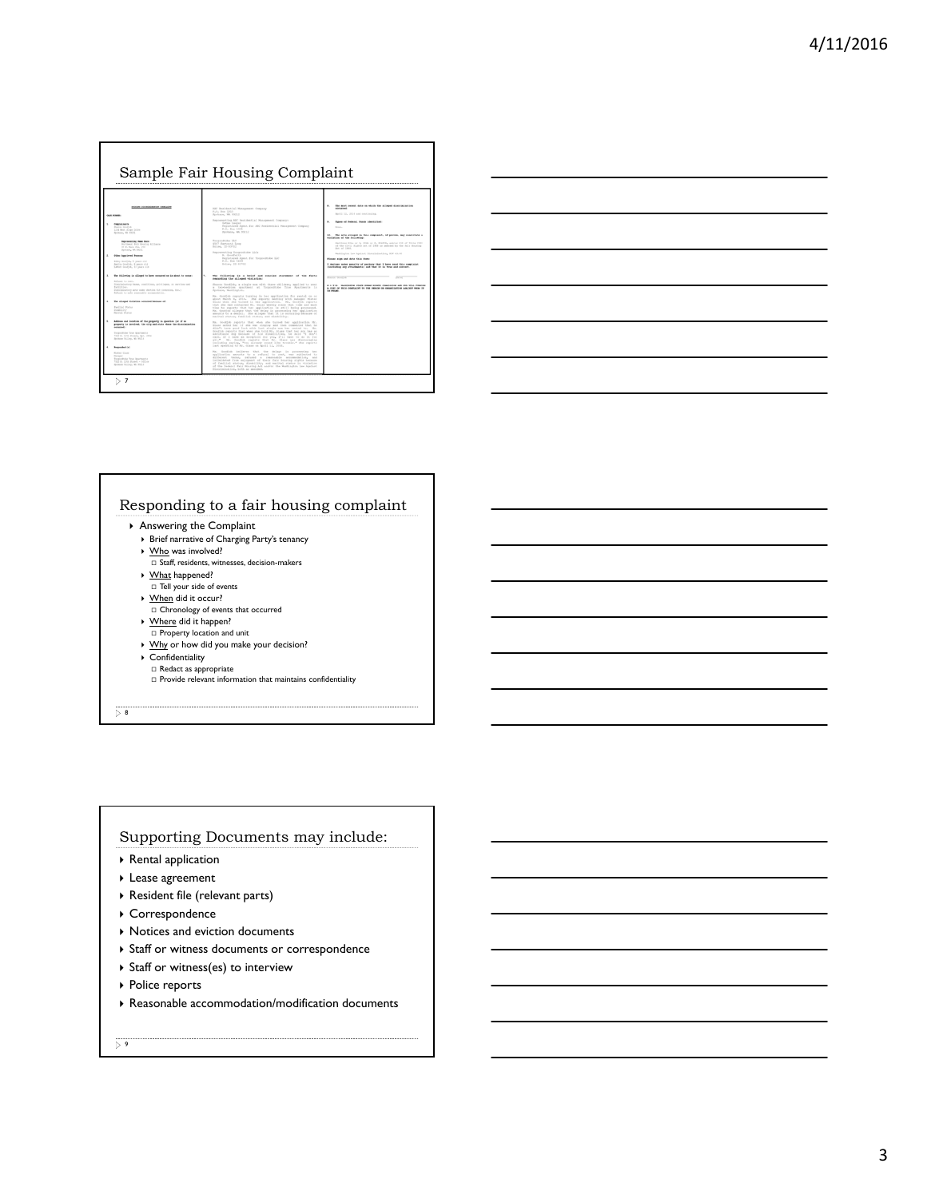## Sample Fair Housing Complaint

## Responding to a fair housing complaint

- Answering the Complaint
  - Brief narrative of Charging Party's tenancy
  - Who was involved?
    - Staff, residents, witnesses, decision-makers
  - What happened?
    - Tell your side of events
  - When did it occur?
    - Chronology of events that occurred
  - Where did it happen?
    - Property location and unit
  - Why or how did you make your decision?
  - Confidentiality
    - Redact as appropriate
    - Provide relevant information that maintains confidentiality

## Supporting Documents may include:

- Rental application
- Lease agreement
- Resident file (relevant parts)
- Correspondence
- Notices and eviction documents
- Staff or witness documents or correspondence
- Staff or witness(es) to interview
- Police reports
- Reasonable accommodation/modification documents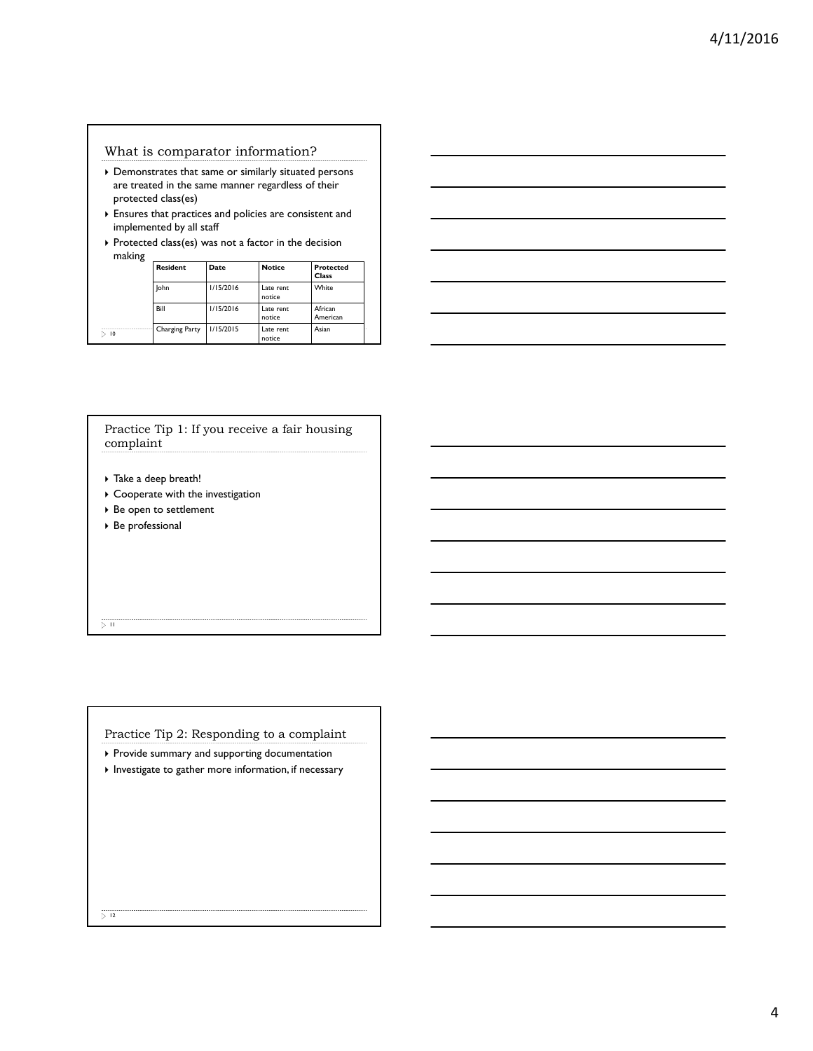## What is comparator information?

- Demonstrates that same or similarly situated persons are treated in the same manner regardless of their protected class(es)
- Ensures that practices and policies are consistent and implemented by all staff
- Protected class(es) was not a factor in the decision making

| Resident | Date | Notice | Protected Class |
|---|---|---|---|
| John | 1/15/2016 | Late rent notice | White |
| Bill | 1/15/2016 | Late rent notice | African American |
| Charging Party | 1/15/2015 | Late rent notice | Asian |

## Practice Tip 1: If you receive a fair housing complaint

- Take a deep breath!
- Cooperate with the investigation
- Be open to settlement
- Be professional

## Practice Tip 2: Responding to a complaint

- Provide summary and supporting documentation
- Investigate to gather more information, if necessary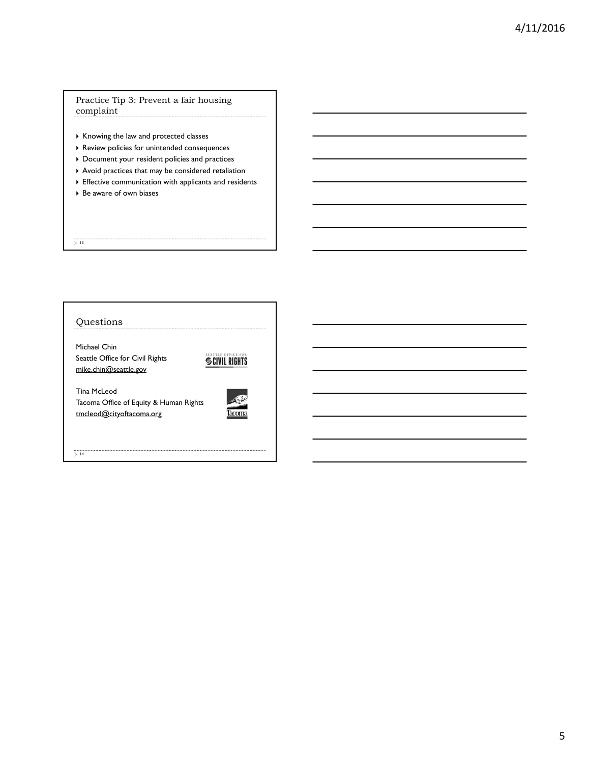## Practice Tip 3: Prevent a fair housing complaint

- Knowing the law and protected classes
- Review policies for unintended consequences
- Document your resident policies and practices
- Avoid practices that may be considered retaliation
- Effective communication with applicants and residents
- Be aware of own biases

## Questions

Michael Chin
Seattle Office for Civil Rights
mike.chin@seattle.gov

Tina McLeod
Tacoma Office of Equity & Human Rights
tmcleod@cityoftacoma.org